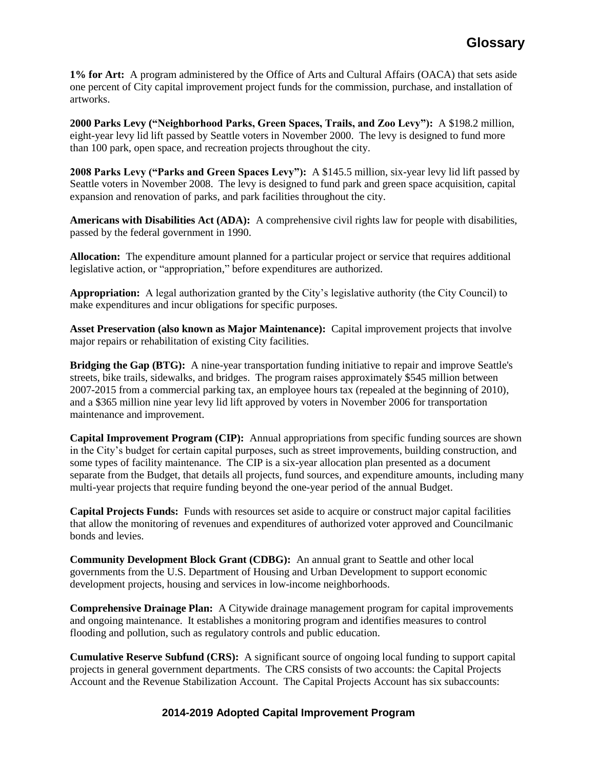# Glossary

**1% for Art:** A program administered by the Office of Arts and Cultural Affairs (OACA) that sets aside one percent of City capital improvement project funds for the commission, purchase, and installation of artworks.

**2000 Parks Levy ("Neighborhood Parks, Green Spaces, Trails, and Zoo Levy"):** A $198.2 million, eight-year levy lid lift passed by Seattle voters in November 2000. The levy is designed to fund more than 100 park, open space, and recreation projects throughout the city.

**2008 Parks Levy ("Parks and Green Spaces Levy"):** A $145.5 million, six-year levy lid lift passed by Seattle voters in November 2008. The levy is designed to fund park and green space acquisition, capital expansion and renovation of parks, and park facilities throughout the city.

**Americans with Disabilities Act (ADA):** A comprehensive civil rights law for people with disabilities, passed by the federal government in 1990.

**Allocation:** The expenditure amount planned for a particular project or service that requires additional legislative action, or "appropriation," before expenditures are authorized.

**Appropriation:** A legal authorization granted by the City's legislative authority (the City Council) to make expenditures and incur obligations for specific purposes.

**Asset Preservation (also known as Major Maintenance):** Capital improvement projects that involve major repairs or rehabilitation of existing City facilities.

**Bridging the Gap (BTG):** A nine-year transportation funding initiative to repair and improve Seattle's streets, bike trails, sidewalks, and bridges. The program raises approximately $545 million between 2007-2015 from a commercial parking tax, an employee hours tax (repealed at the beginning of 2010), and a $365 million nine year levy lid lift approved by voters in November 2006 for transportation maintenance and improvement.

**Capital Improvement Program (CIP):** Annual appropriations from specific funding sources are shown in the City's budget for certain capital purposes, such as street improvements, building construction, and some types of facility maintenance. The CIP is a six-year allocation plan presented as a document separate from the Budget, that details all projects, fund sources, and expenditure amounts, including many multi-year projects that require funding beyond the one-year period of the annual Budget.

**Capital Projects Funds:** Funds with resources set aside to acquire or construct major capital facilities that allow the monitoring of revenues and expenditures of authorized voter approved and Councilmanic bonds and levies.

**Community Development Block Grant (CDBG):** An annual grant to Seattle and other local governments from the U.S. Department of Housing and Urban Development to support economic development projects, housing and services in low-income neighborhoods.

**Comprehensive Drainage Plan:** A Citywide drainage management program for capital improvements and ongoing maintenance. It establishes a monitoring program and identifies measures to control flooding and pollution, such as regulatory controls and public education.

**Cumulative Reserve Subfund (CRS):** A significant source of ongoing local funding to support capital projects in general government departments. The CRS consists of two accounts: the Capital Projects Account and the Revenue Stabilization Account. The Capital Projects Account has six subaccounts: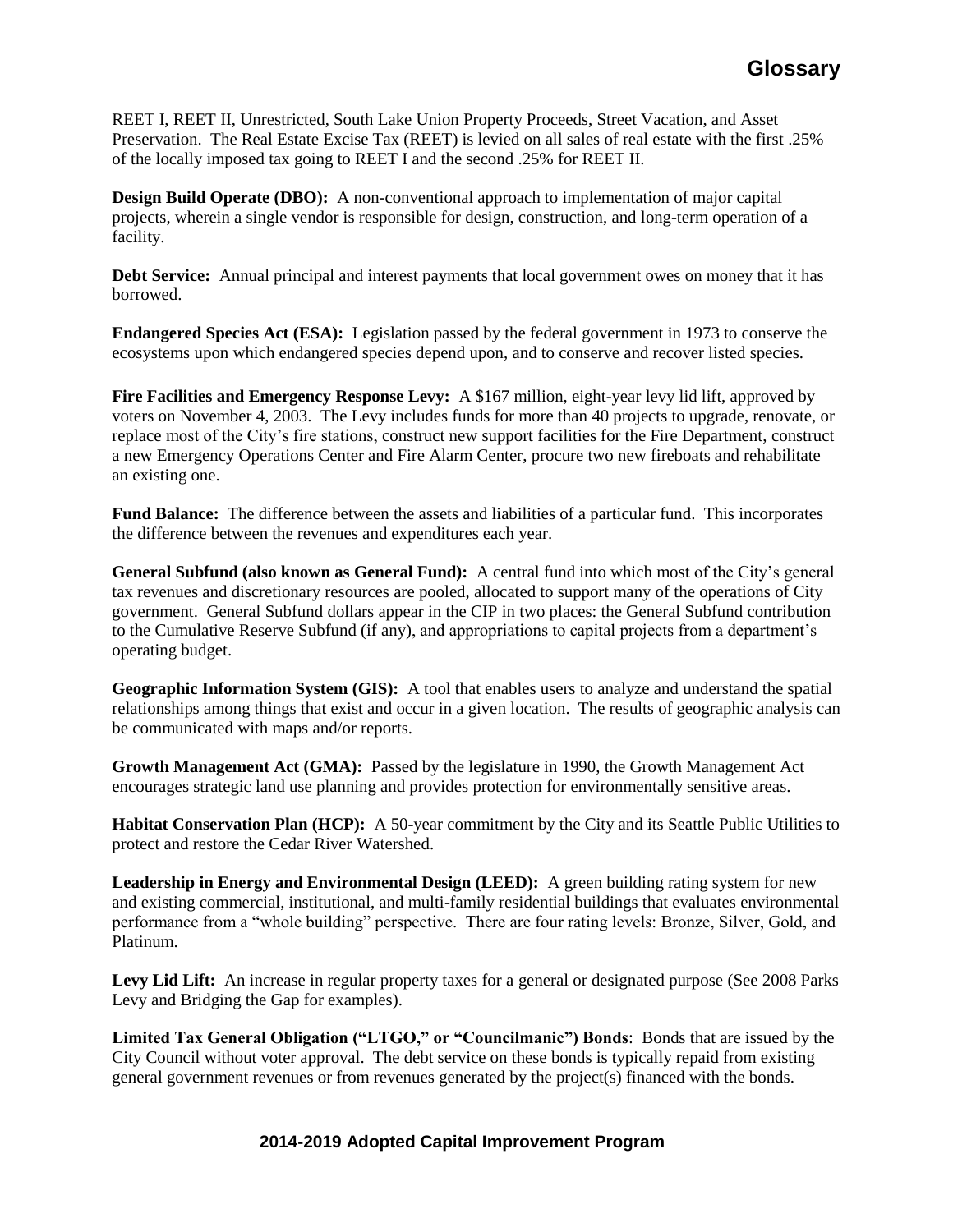REET I, REET II, Unrestricted, South Lake Union Property Proceeds, Street Vacation, and Asset Preservation. The Real Estate Excise Tax (REET) is levied on all sales of real estate with the first .25% of the locally imposed tax going to REET I and the second .25% for REET II.

**Design Build Operate (DBO):** A non-conventional approach to implementation of major capital projects, wherein a single vendor is responsible for design, construction, and long-term operation of a facility.

**Debt Service:** Annual principal and interest payments that local government owes on money that it has borrowed.

**Endangered Species Act (ESA):** Legislation passed by the federal government in 1973 to conserve the ecosystems upon which endangered species depend upon, and to conserve and recover listed species.

**Fire Facilities and Emergency Response Levy:** A $167 million, eight-year levy lid lift, approved by voters on November 4, 2003. The Levy includes funds for more than 40 projects to upgrade, renovate, or replace most of the City's fire stations, construct new support facilities for the Fire Department, construct a new Emergency Operations Center and Fire Alarm Center, procure two new fireboats and rehabilitate an existing one.

**Fund Balance:** The difference between the assets and liabilities of a particular fund. This incorporates the difference between the revenues and expenditures each year.

**General Subfund (also known as General Fund):** A central fund into which most of the City's general tax revenues and discretionary resources are pooled, allocated to support many of the operations of City government. General Subfund dollars appear in the CIP in two places: the General Subfund contribution to the Cumulative Reserve Subfund (if any), and appropriations to capital projects from a department's operating budget.

**Geographic Information System (GIS):** A tool that enables users to analyze and understand the spatial relationships among things that exist and occur in a given location. The results of geographic analysis can be communicated with maps and/or reports.

**Growth Management Act (GMA):** Passed by the legislature in 1990, the Growth Management Act encourages strategic land use planning and provides protection for environmentally sensitive areas.

**Habitat Conservation Plan (HCP):** A 50-year commitment by the City and its Seattle Public Utilities to protect and restore the Cedar River Watershed.

**Leadership in Energy and Environmental Design (LEED):** A green building rating system for new and existing commercial, institutional, and multi-family residential buildings that evaluates environmental performance from a "whole building" perspective. There are four rating levels: Bronze, Silver, Gold, and Platinum.

**Levy Lid Lift:** An increase in regular property taxes for a general or designated purpose (See 2008 Parks Levy and Bridging the Gap for examples).

**Limited Tax General Obligation ("LTGO," or "Councilmanic") Bonds**: Bonds that are issued by the City Council without voter approval. The debt service on these bonds is typically repaid from existing general government revenues or from revenues generated by the project(s) financed with the bonds.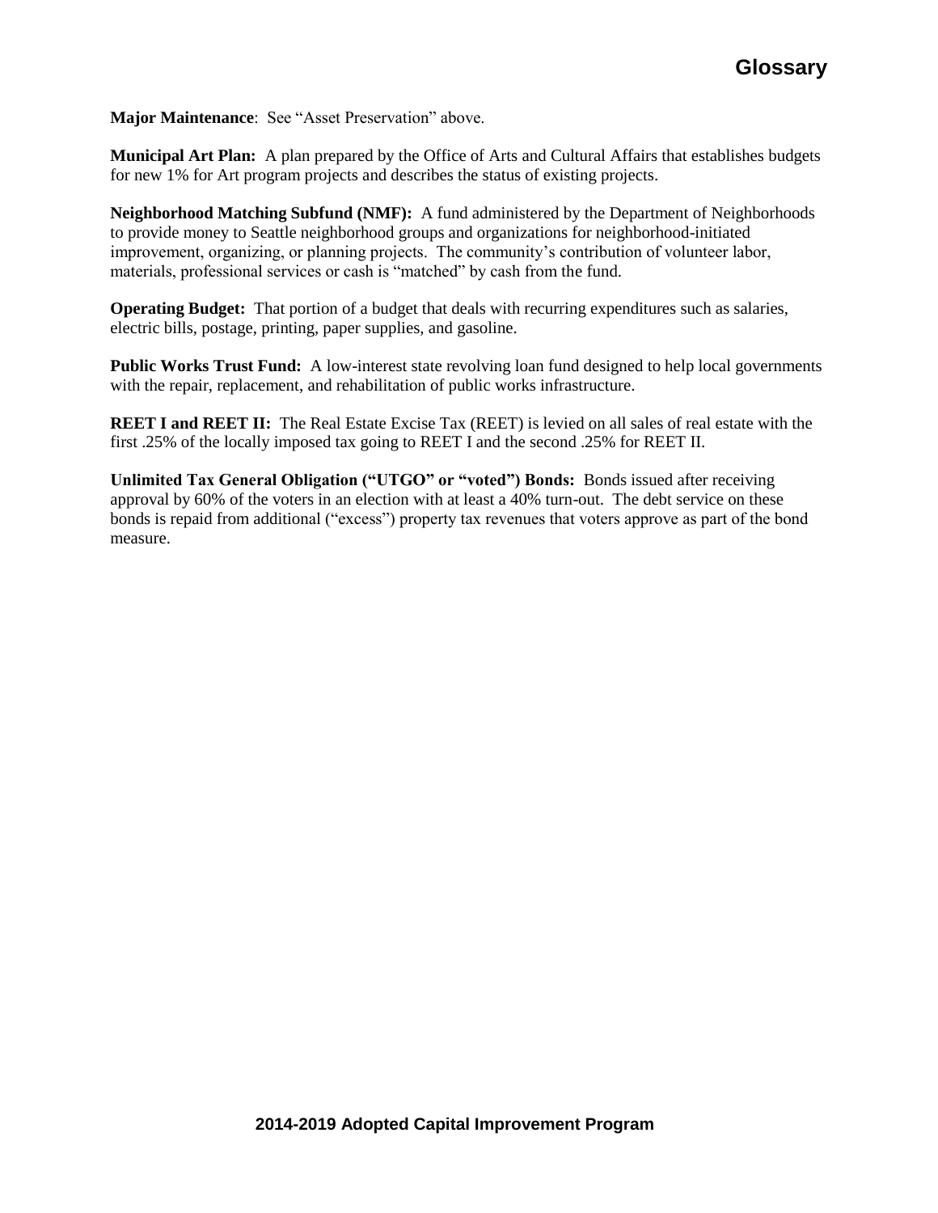**Major Maintenance**: See "Asset Preservation" above.

**Municipal Art Plan:** A plan prepared by the Office of Arts and Cultural Affairs that establishes budgets for new 1% for Art program projects and describes the status of existing projects.

**Neighborhood Matching Subfund (NMF):** A fund administered by the Department of Neighborhoods to provide money to Seattle neighborhood groups and organizations for neighborhood-initiated improvement, organizing, or planning projects. The community's contribution of volunteer labor, materials, professional services or cash is "matched" by cash from the fund.

**Operating Budget:** That portion of a budget that deals with recurring expenditures such as salaries, electric bills, postage, printing, paper supplies, and gasoline.

**Public Works Trust Fund:** A low-interest state revolving loan fund designed to help local governments with the repair, replacement, and rehabilitation of public works infrastructure.

**REET I and REET II:** The Real Estate Excise Tax (REET) is levied on all sales of real estate with the first .25% of the locally imposed tax going to REET I and the second .25% for REET II.

**Unlimited Tax General Obligation ("UTGO" or "voted") Bonds:** Bonds issued after receiving approval by 60% of the voters in an election with at least a 40% turn-out. The debt service on these bonds is repaid from additional ("excess") property tax revenues that voters approve as part of the bond measure.